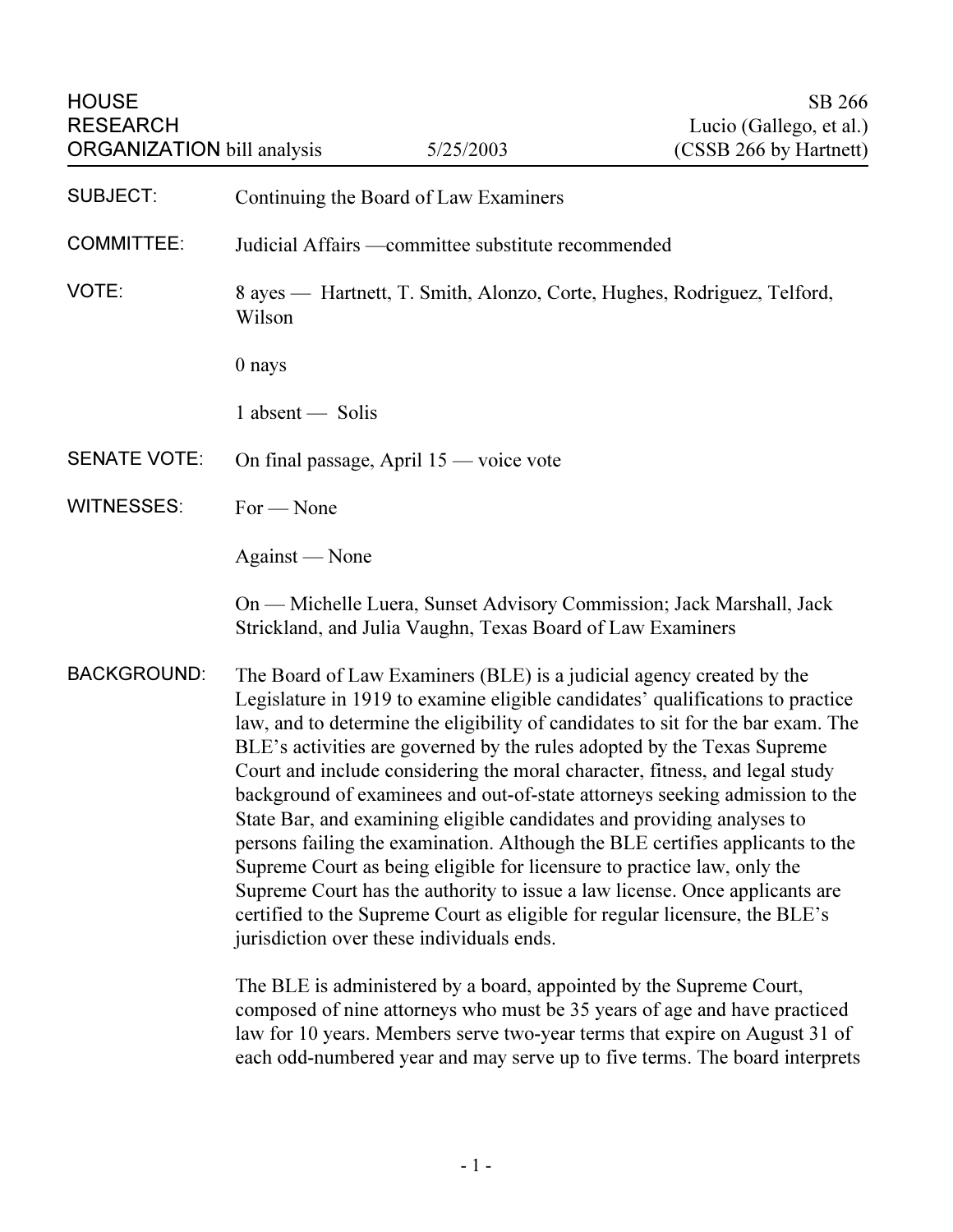HOUSE RESEARCH ORGANIZATION bill analysis — 5/25/2003

SB 266
Lucio (Gallego, et al.)
(CSSB 266 by Hartnett)

**SUBJECT:** Continuing the Board of Law Examiners

**COMMITTEE:** Judicial Affairs —committee substitute recommended

**VOTE:** 8 ayes — Hartnett, T. Smith, Alonzo, Corte, Hughes, Rodriguez, Telford, Wilson

0 nays

1 absent — Solis

**SENATE VOTE:** On final passage, April 15 — voice vote

**WITNESSES:** For — None

Against — None

On — Michelle Luera, Sunset Advisory Commission; Jack Marshall, Jack Strickland, and Julia Vaughn, Texas Board of Law Examiners

**BACKGROUND:** The Board of Law Examiners (BLE) is a judicial agency created by the Legislature in 1919 to examine eligible candidates' qualifications to practice law, and to determine the eligibility of candidates to sit for the bar exam. The BLE's activities are governed by the rules adopted by the Texas Supreme Court and include considering the moral character, fitness, and legal study background of examinees and out-of-state attorneys seeking admission to the State Bar, and examining eligible candidates and providing analyses to persons failing the examination. Although the BLE certifies applicants to the Supreme Court as being eligible for licensure to practice law, only the Supreme Court has the authority to issue a law license. Once applicants are certified to the Supreme Court as eligible for regular licensure, the BLE's jurisdiction over these individuals ends.

The BLE is administered by a board, appointed by the Supreme Court, composed of nine attorneys who must be 35 years of age and have practiced law for 10 years. Members serve two-year terms that expire on August 31 of each odd-numbered year and may serve up to five terms. The board interprets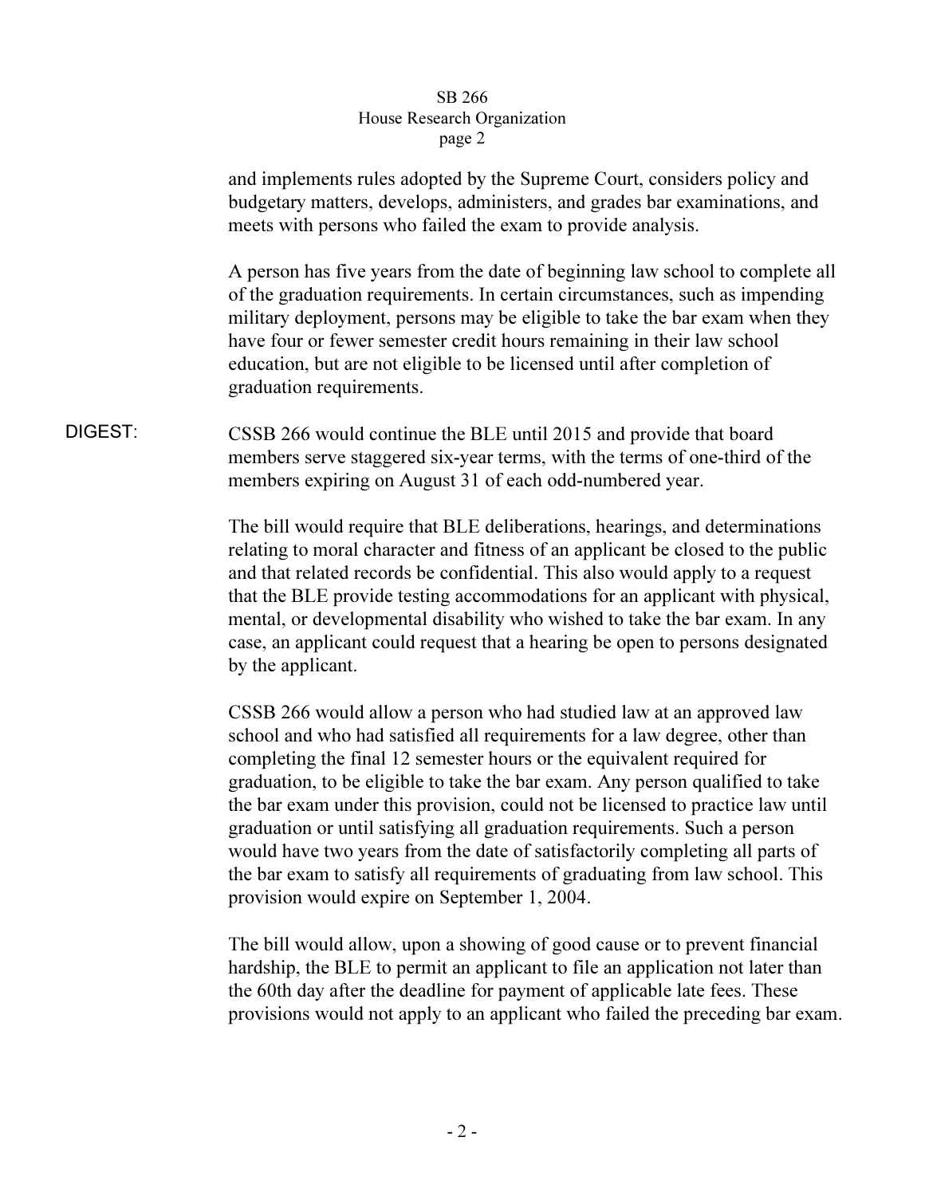and implements rules adopted by the Supreme Court, considers policy and budgetary matters, develops, administers, and grades bar examinations, and meets with persons who failed the exam to provide analysis.

A person has five years from the date of beginning law school to complete all of the graduation requirements. In certain circumstances, such as impending military deployment, persons may be eligible to take the bar exam when they have four or fewer semester credit hours remaining in their law school education, but are not eligible to be licensed until after completion of graduation requirements.

**DIGEST:** CSSB 266 would continue the BLE until 2015 and provide that board members serve staggered six-year terms, with the terms of one-third of the members expiring on August 31 of each odd-numbered year.

The bill would require that BLE deliberations, hearings, and determinations relating to moral character and fitness of an applicant be closed to the public and that related records be confidential. This also would apply to a request that the BLE provide testing accommodations for an applicant with physical, mental, or developmental disability who wished to take the bar exam. In any case, an applicant could request that a hearing be open to persons designated by the applicant.

CSSB 266 would allow a person who had studied law at an approved law school and who had satisfied all requirements for a law degree, other than completing the final 12 semester hours or the equivalent required for graduation, to be eligible to take the bar exam. Any person qualified to take the bar exam under this provision, could not be licensed to practice law until graduation or until satisfying all graduation requirements. Such a person would have two years from the date of satisfactorily completing all parts of the bar exam to satisfy all requirements of graduating from law school. This provision would expire on September 1, 2004.

The bill would allow, upon a showing of good cause or to prevent financial hardship, the BLE to permit an applicant to file an application not later than the 60th day after the deadline for payment of applicable late fees. These provisions would not apply to an applicant who failed the preceding bar exam.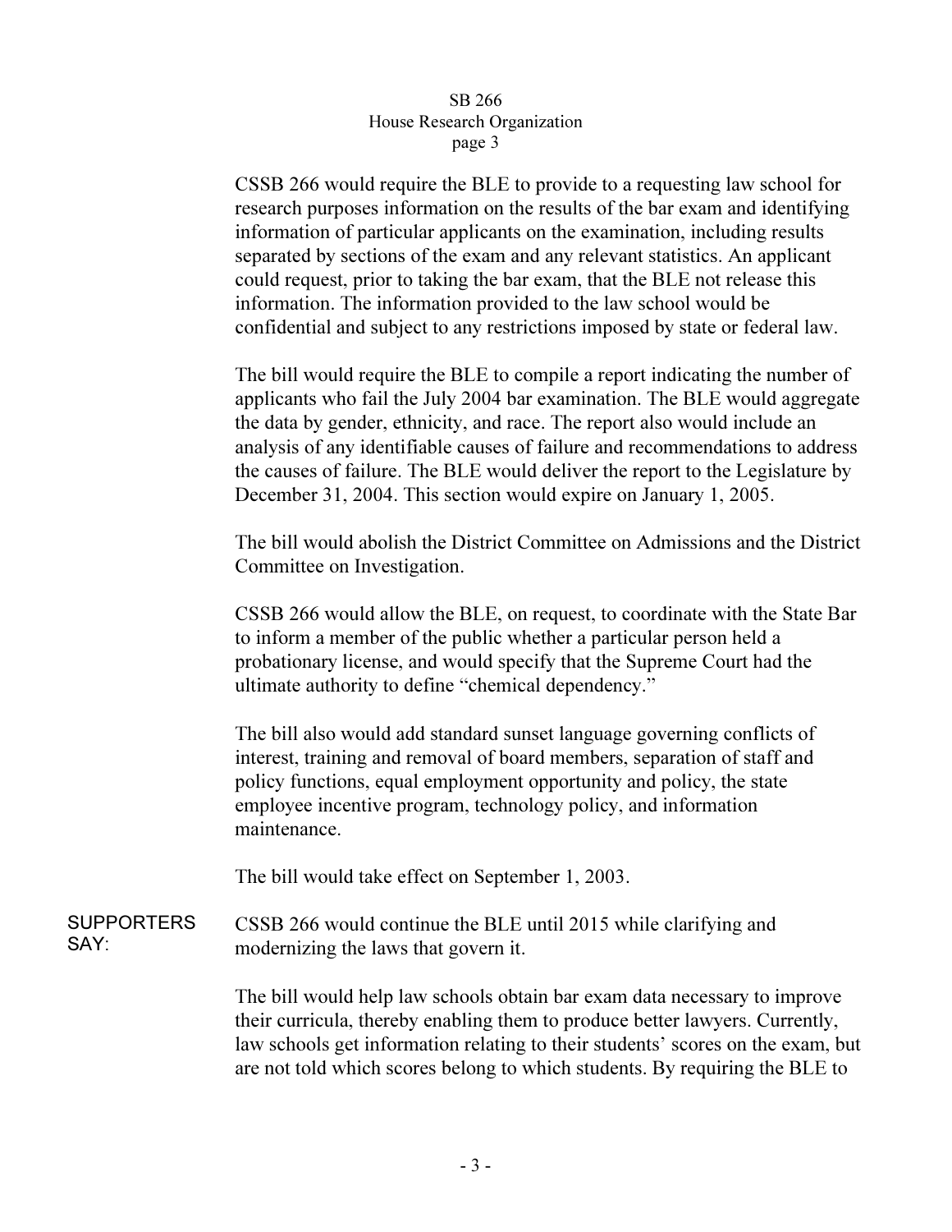CSSB 266 would require the BLE to provide to a requesting law school for research purposes information on the results of the bar exam and identifying information of particular applicants on the examination, including results separated by sections of the exam and any relevant statistics. An applicant could request, prior to taking the bar exam, that the BLE not release this information. The information provided to the law school would be confidential and subject to any restrictions imposed by state or federal law.

The bill would require the BLE to compile a report indicating the number of applicants who fail the July 2004 bar examination. The BLE would aggregate the data by gender, ethnicity, and race. The report also would include an analysis of any identifiable causes of failure and recommendations to address the causes of failure. The BLE would deliver the report to the Legislature by December 31, 2004. This section would expire on January 1, 2005.

The bill would abolish the District Committee on Admissions and the District Committee on Investigation.

CSSB 266 would allow the BLE, on request, to coordinate with the State Bar to inform a member of the public whether a particular person held a probationary license, and would specify that the Supreme Court had the ultimate authority to define "chemical dependency."

The bill also would add standard sunset language governing conflicts of interest, training and removal of board members, separation of staff and policy functions, equal employment opportunity and policy, the state employee incentive program, technology policy, and information maintenance.

The bill would take effect on September 1, 2003.

**SUPPORTERS SAY:**

CSSB 266 would continue the BLE until 2015 while clarifying and modernizing the laws that govern it.

The bill would help law schools obtain bar exam data necessary to improve their curricula, thereby enabling them to produce better lawyers. Currently, law schools get information relating to their students' scores on the exam, but are not told which scores belong to which students. By requiring the BLE to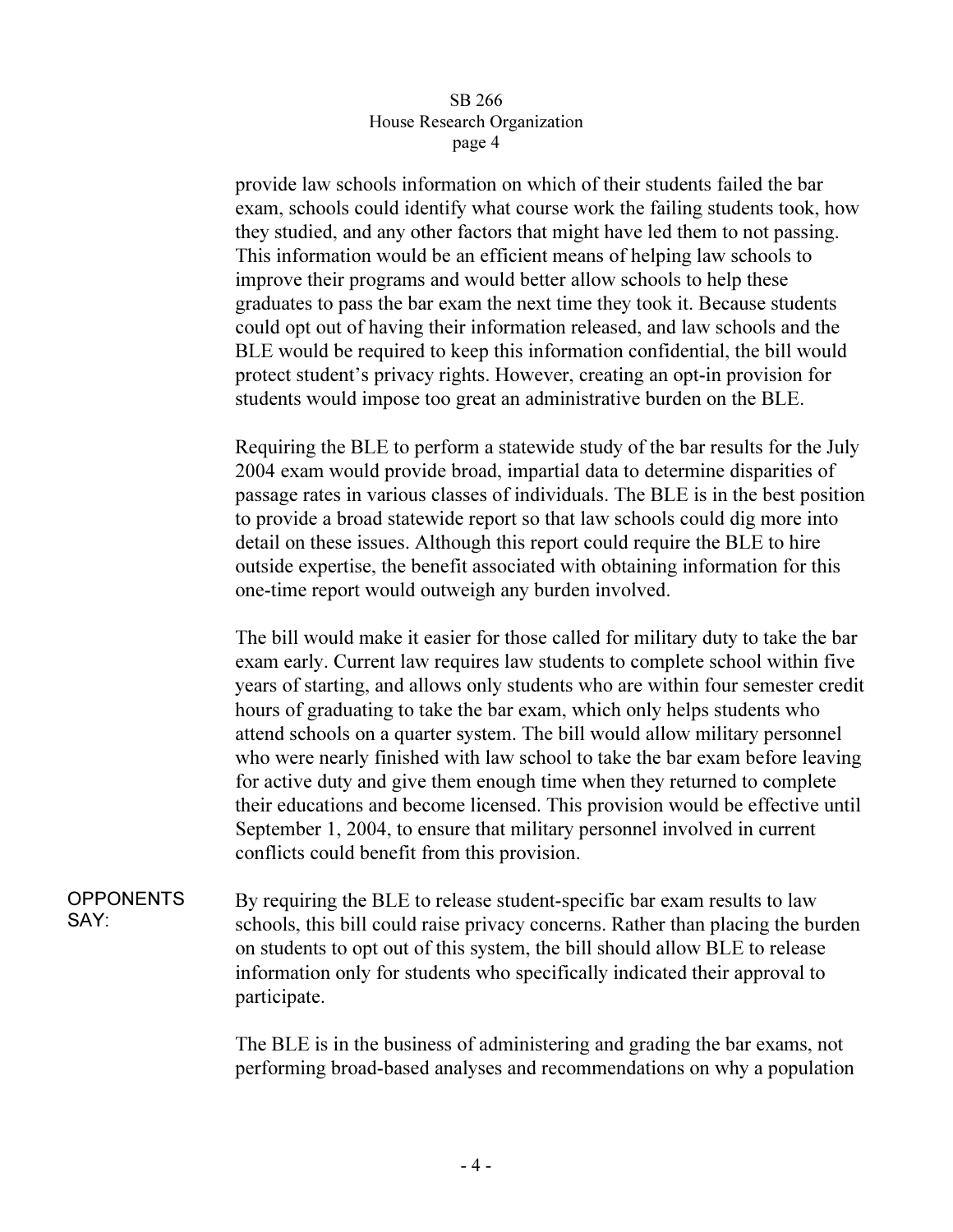provide law schools information on which of their students failed the bar exam, schools could identify what course work the failing students took, how they studied, and any other factors that might have led them to not passing. This information would be an efficient means of helping law schools to improve their programs and would better allow schools to help these graduates to pass the bar exam the next time they took it. Because students could opt out of having their information released, and law schools and the BLE would be required to keep this information confidential, the bill would protect student's privacy rights. However, creating an opt-in provision for students would impose too great an administrative burden on the BLE.

Requiring the BLE to perform a statewide study of the bar results for the July 2004 exam would provide broad, impartial data to determine disparities of passage rates in various classes of individuals. The BLE is in the best position to provide a broad statewide report so that law schools could dig more into detail on these issues. Although this report could require the BLE to hire outside expertise, the benefit associated with obtaining information for this one-time report would outweigh any burden involved.

The bill would make it easier for those called for military duty to take the bar exam early. Current law requires law students to complete school within five years of starting, and allows only students who are within four semester credit hours of graduating to take the bar exam, which only helps students who attend schools on a quarter system. The bill would allow military personnel who were nearly finished with law school to take the bar exam before leaving for active duty and give them enough time when they returned to complete their educations and become licensed. This provision would be effective until September 1, 2004, to ensure that military personnel involved in current conflicts could benefit from this provision.

**OPPONENTS SAY:**

By requiring the BLE to release student-specific bar exam results to law schools, this bill could raise privacy concerns. Rather than placing the burden on students to opt out of this system, the bill should allow BLE to release information only for students who specifically indicated their approval to participate.

The BLE is in the business of administering and grading the bar exams, not performing broad-based analyses and recommendations on why a population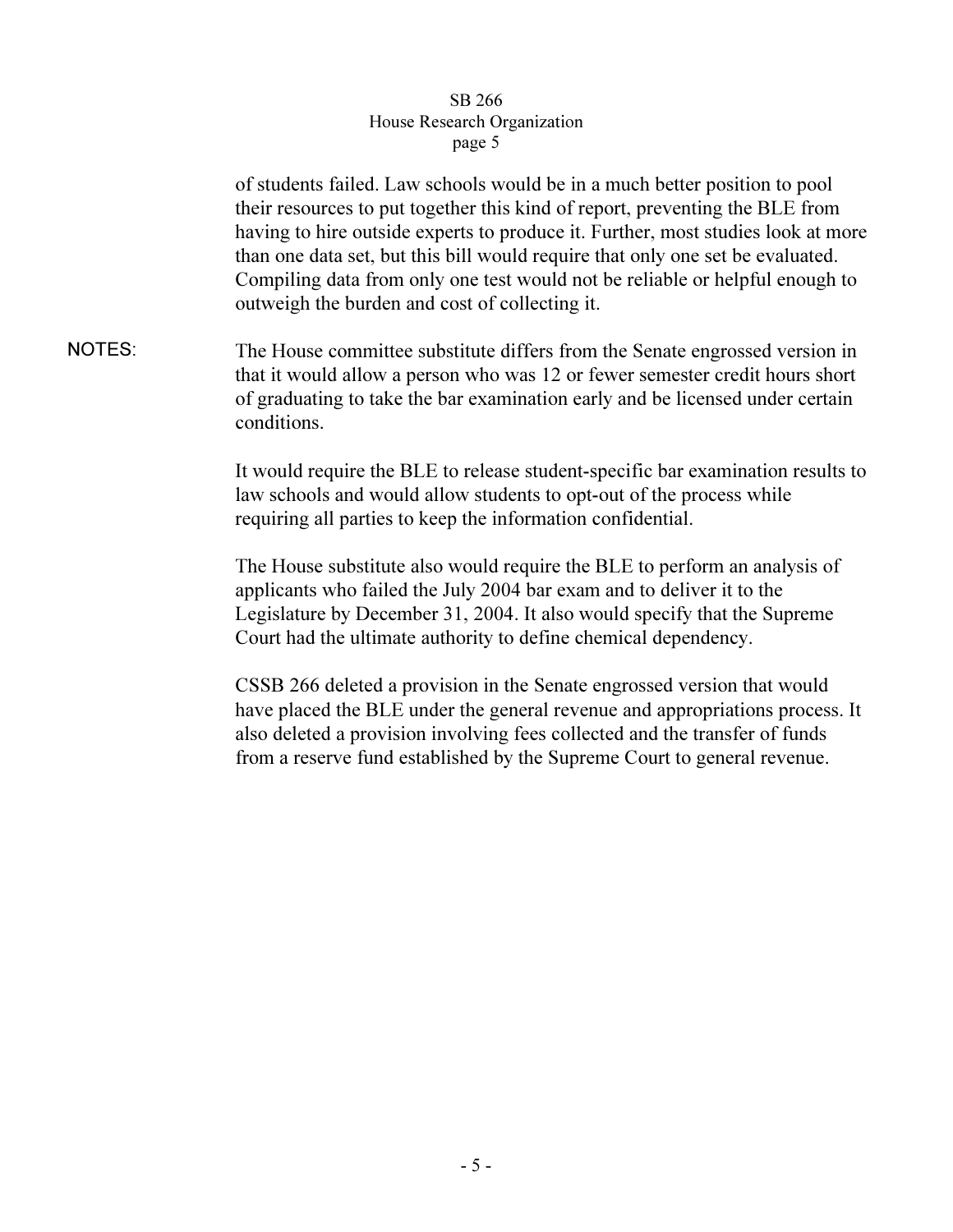of students failed. Law schools would be in a much better position to pool their resources to put together this kind of report, preventing the BLE from having to hire outside experts to produce it. Further, most studies look at more than one data set, but this bill would require that only one set be evaluated. Compiling data from only one test would not be reliable or helpful enough to outweigh the burden and cost of collecting it.

**NOTES:** The House committee substitute differs from the Senate engrossed version in that it would allow a person who was 12 or fewer semester credit hours short of graduating to take the bar examination early and be licensed under certain conditions.

It would require the BLE to release student-specific bar examination results to law schools and would allow students to opt-out of the process while requiring all parties to keep the information confidential.

The House substitute also would require the BLE to perform an analysis of applicants who failed the July 2004 bar exam and to deliver it to the Legislature by December 31, 2004. It also would specify that the Supreme Court had the ultimate authority to define chemical dependency.

CSSB 266 deleted a provision in the Senate engrossed version that would have placed the BLE under the general revenue and appropriations process. It also deleted a provision involving fees collected and the transfer of funds from a reserve fund established by the Supreme Court to general revenue.